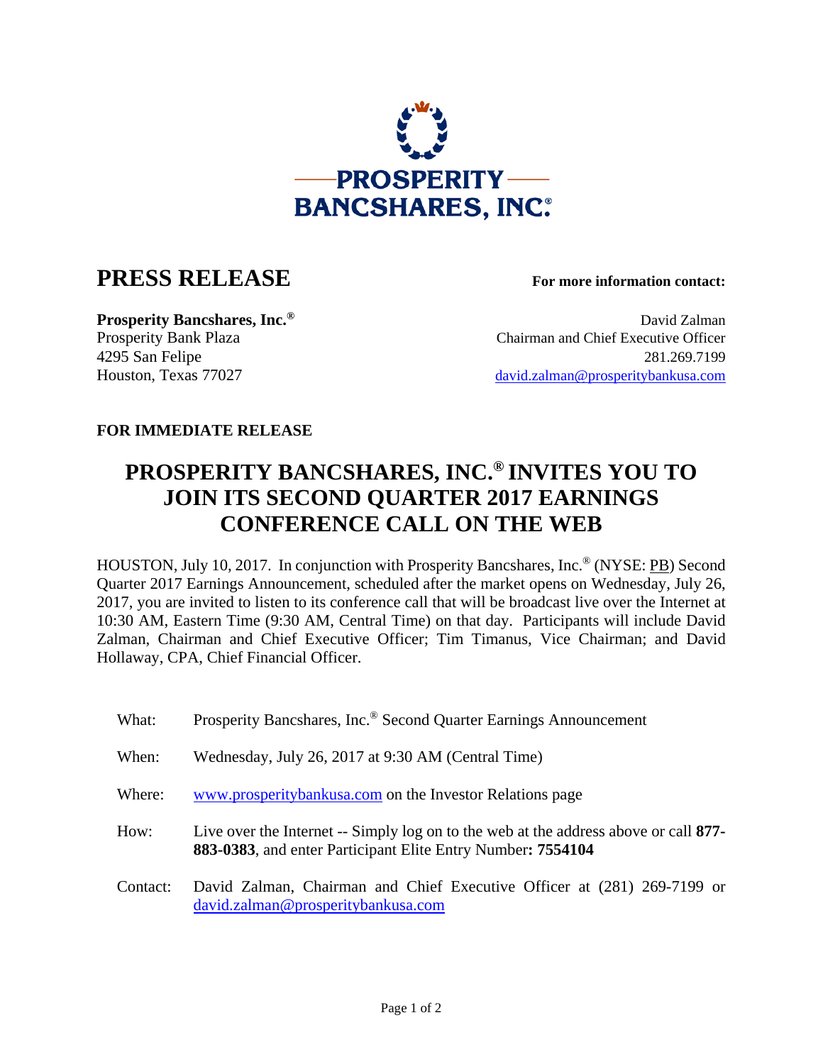PROSPERITY BANCSHARES, INC.®

# PRESS RELEASE

**For more information contact:**

**Prosperity Bancshares, Inc.®**
Prosperity Bank Plaza
4295 San Felipe
Houston, Texas 77027

David Zalman
Chairman and Chief Executive Officer
281.269.7199
david.zalman@prosperitybankusa.com

**FOR IMMEDIATE RELEASE**

## PROSPERITY BANCSHARES, INC.® INVITES YOU TO JOIN ITS SECOND QUARTER 2017 EARNINGS CONFERENCE CALL ON THE WEB

HOUSTON, July 10, 2017. In conjunction with Prosperity Bancshares, Inc.® (NYSE: PB) Second Quarter 2017 Earnings Announcement, scheduled after the market opens on Wednesday, July 26, 2017, you are invited to listen to its conference call that will be broadcast live over the Internet at 10:30 AM, Eastern Time (9:30 AM, Central Time) on that day. Participants will include David Zalman, Chairman and Chief Executive Officer; Tim Timanus, Vice Chairman; and David Hollaway, CPA, Chief Financial Officer.

What: Prosperity Bancshares, Inc.® Second Quarter Earnings Announcement

When: Wednesday, July 26, 2017 at 9:30 AM (Central Time)

Where: www.prosperitybankusa.com on the Investor Relations page

How: Live over the Internet -- Simply log on to the web at the address above or call **877-883-0383**, and enter Participant Elite Entry Number**: 7554104**

Contact: David Zalman, Chairman and Chief Executive Officer at (281) 269-7199 or david.zalman@prosperitybankusa.com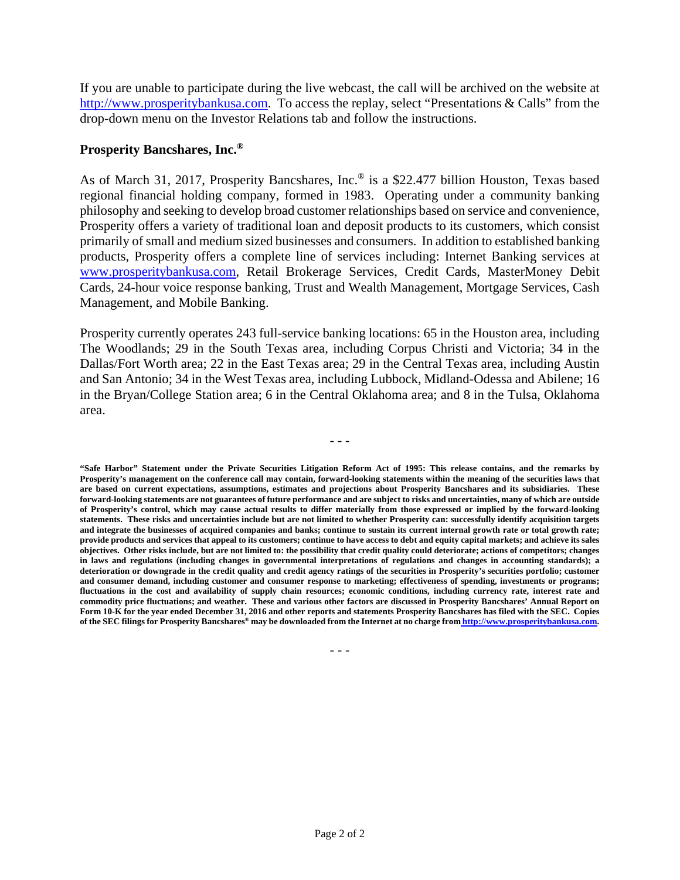If you are unable to participate during the live webcast, the call will be archived on the website at http://www.prosperitybankusa.com. To access the replay, select "Presentations & Calls" from the drop-down menu on the Investor Relations tab and follow the instructions.

## Prosperity Bancshares, Inc.®

As of March 31, 2017, Prosperity Bancshares, Inc.® is a $22.477 billion Houston, Texas based regional financial holding company, formed in 1983. Operating under a community banking philosophy and seeking to develop broad customer relationships based on service and convenience, Prosperity offers a variety of traditional loan and deposit products to its customers, which consist primarily of small and medium sized businesses and consumers. In addition to established banking products, Prosperity offers a complete line of services including: Internet Banking services at www.prosperitybankusa.com, Retail Brokerage Services, Credit Cards, MasterMoney Debit Cards, 24-hour voice response banking, Trust and Wealth Management, Mortgage Services, Cash Management, and Mobile Banking.

Prosperity currently operates 243 full-service banking locations: 65 in the Houston area, including The Woodlands; 29 in the South Texas area, including Corpus Christi and Victoria; 34 in the Dallas/Fort Worth area; 22 in the East Texas area; 29 in the Central Texas area, including Austin and San Antonio; 34 in the West Texas area, including Lubbock, Midland-Odessa and Abilene; 16 in the Bryan/College Station area; 6 in the Central Oklahoma area; and 8 in the Tulsa, Oklahoma area.

\- - -

**"Safe Harbor" Statement under the Private Securities Litigation Reform Act of 1995: This release contains, and the remarks by Prosperity's management on the conference call may contain, forward-looking statements within the meaning of the securities laws that are based on current expectations, assumptions, estimates and projections about Prosperity Bancshares and its subsidiaries. These forward-looking statements are not guarantees of future performance and are subject to risks and uncertainties, many of which are outside of Prosperity's control, which may cause actual results to differ materially from those expressed or implied by the forward-looking statements. These risks and uncertainties include but are not limited to whether Prosperity can: successfully identify acquisition targets and integrate the businesses of acquired companies and banks; continue to sustain its current internal growth rate or total growth rate; provide products and services that appeal to its customers; continue to have access to debt and equity capital markets; and achieve its sales objectives. Other risks include, but are not limited to: the possibility that credit quality could deteriorate; actions of competitors; changes in laws and regulations (including changes in governmental interpretations of regulations and changes in accounting standards); a deterioration or downgrade in the credit quality and credit agency ratings of the securities in Prosperity's securities portfolio; customer and consumer demand, including customer and consumer response to marketing; effectiveness of spending, investments or programs; fluctuations in the cost and availability of supply chain resources; economic conditions, including currency rate, interest rate and commodity price fluctuations; and weather. These and various other factors are discussed in Prosperity Bancshares' Annual Report on Form 10-K for the year ended December 31, 2016 and other reports and statements Prosperity Bancshares has filed with the SEC. Copies of the SEC filings for Prosperity Bancshares® may be downloaded from the Internet at no charge from http://www.prosperitybankusa.com.**

\- - -